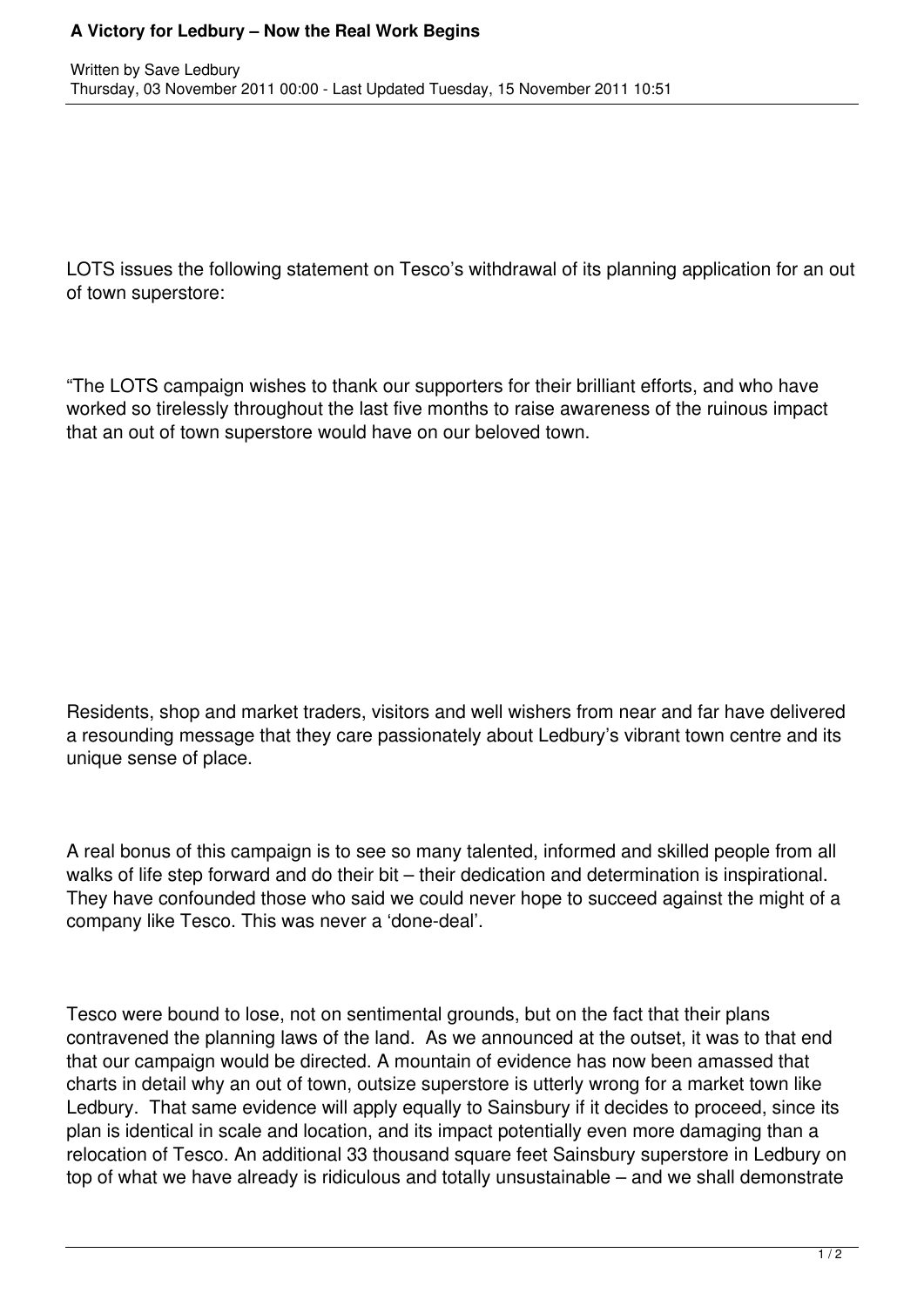# A Victory for Ledbury – Now the Real Work Begins

Written by Save Ledbury
Thursday, 03 November 2011 00:00 - Last Updated Tuesday, 15 November 2011 10:51

LOTS issues the following statement on Tesco's withdrawal of its planning application for an out of town superstore:

"The LOTS campaign wishes to thank our supporters for their brilliant efforts, and who have worked so tirelessly throughout the last five months to raise awareness of the ruinous impact that an out of town superstore would have on our beloved town.

Residents, shop and market traders, visitors and well wishers from near and far have delivered a resounding message that they care passionately about Ledbury's vibrant town centre and its unique sense of place.

A real bonus of this campaign is to see so many talented, informed and skilled people from all walks of life step forward and do their bit – their dedication and determination is inspirational. They have confounded those who said we could never hope to succeed against the might of a company like Tesco. This was never a 'done-deal'.

Tesco were bound to lose, not on sentimental grounds, but on the fact that their plans contravened the planning laws of the land. As we announced at the outset, it was to that end that our campaign would be directed. A mountain of evidence has now been amassed that charts in detail why an out of town, outsize superstore is utterly wrong for a market town like Ledbury. That same evidence will apply equally to Sainsbury if it decides to proceed, since its plan is identical in scale and location, and its impact potentially even more damaging than a relocation of Tesco. An additional 33 thousand square feet Sainsbury superstore in Ledbury on top of what we have already is ridiculous and totally unsustainable – and we shall demonstrate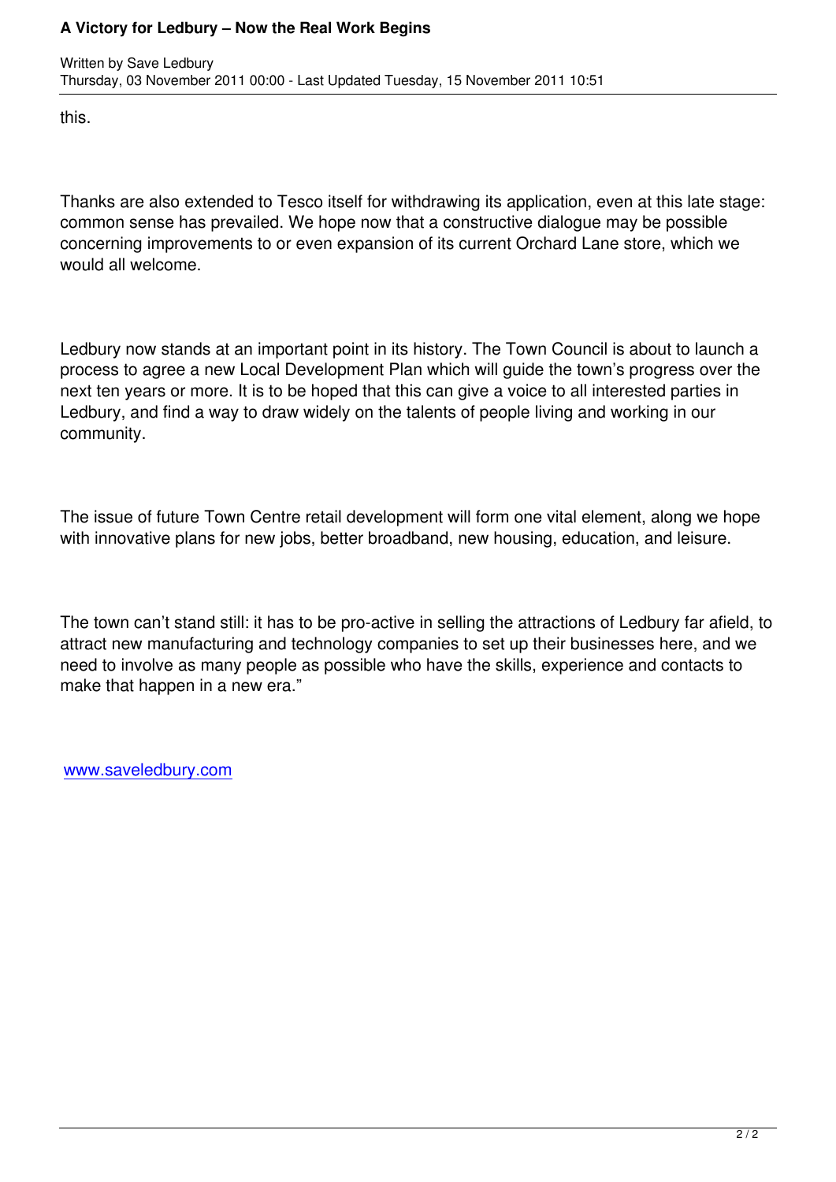this.

Thanks are also extended to Tesco itself for withdrawing its application, even at this late stage: common sense has prevailed. We hope now that a constructive dialogue may be possible concerning improvements to or even expansion of its current Orchard Lane store, which we would all welcome.

Ledbury now stands at an important point in its history. The Town Council is about to launch a process to agree a new Local Development Plan which will guide the town's progress over the next ten years or more. It is to be hoped that this can give a voice to all interested parties in Ledbury, and find a way to draw widely on the talents of people living and working in our community.

The issue of future Town Centre retail development will form one vital element, along we hope with innovative plans for new jobs, better broadband, new housing, education, and leisure.

The town can't stand still: it has to be pro-active in selling the attractions of Ledbury far afield, to attract new manufacturing and technology companies to set up their businesses here, and we need to involve as many people as possible who have the skills, experience and contacts to make that happen in a new era."

www.saveledbury.com